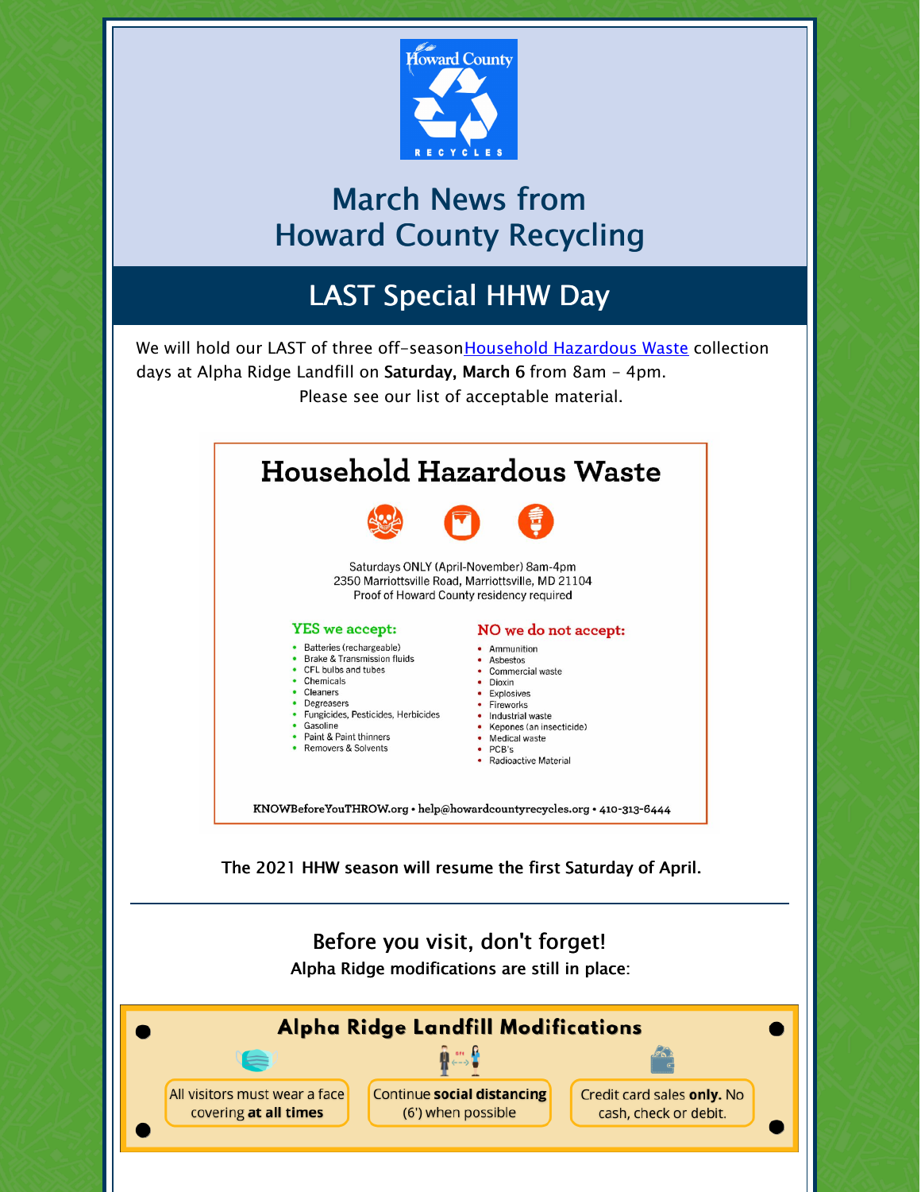Howard County RECYCLES

# March News from Howard County Recycling

## LAST Special HHW Day

We will hold our LAST of three off-season Household Hazardous Waste collection days at Alpha Ridge Landfill on **Saturday, March 6** from 8am - 4pm.

Please see our list of acceptable material.

### Household Hazardous Waste

Saturdays ONLY (April-November) 8am-4pm
2350 Marriottsville Road, Marriottsville, MD 21104
Proof of Howard County residency required

**YES we accept:**

- Batteries (rechargeable)
- Brake & Transmission fluids
- CFL bulbs and tubes
- Chemicals
- Cleaners
- Degreasers
- Fungicides, Pesticides, Herbicides
- Gasoline
- Paint & Paint thinners
- Removers & Solvents

**NO we do not accept:**

- Ammunition
- Asbestos
- Commercial waste
- Dioxin
- Explosives
- Fireworks
- Industrial waste
- Kepones (an insecticide)
- Medical waste
- PCB's
- Radioactive Material

KNOWBeforeYouTHROW.org • help@howardcountyrecycles.org • 410-313-6444

The 2021 HHW season will resume the first Saturday of April.

---

### Before you visit, don't forget!

Alpha Ridge modifications are still in place:

**Alpha Ridge Landfill Modifications**

- All visitors must wear a face covering **at all times**
- Continue **social distancing** (6') when possible
- Credit card sales **only.** No cash, check or debit.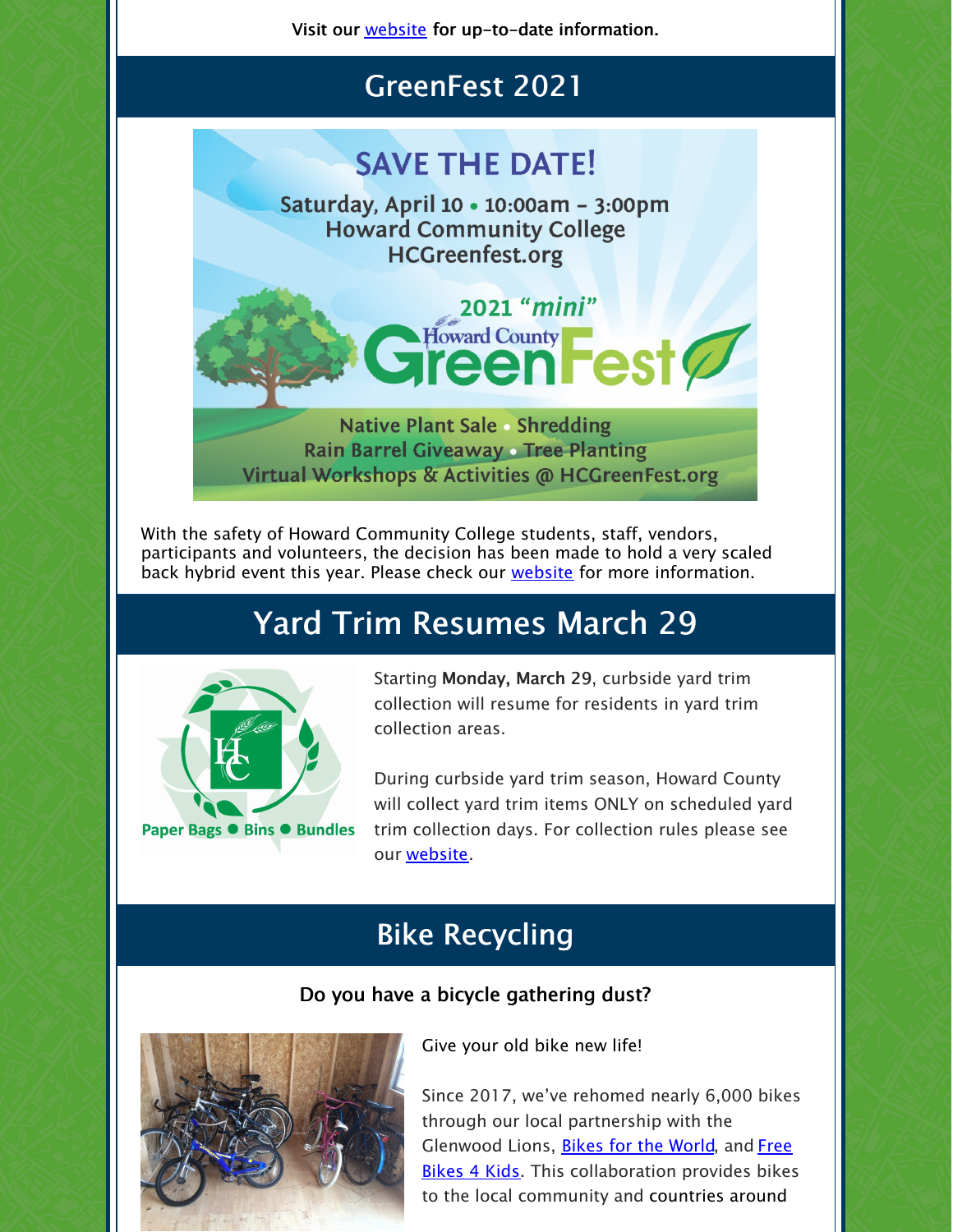Visit our website for up-to-date information.

## GreenFest 2021

SAVE THE DATE!

Saturday, April 10 • 10:00am - 3:00pm
Howard Community College
HCGreenfest.org

2021 "mini" Howard County GreenFest

Native Plant Sale • Shredding
Rain Barrel Giveaway • Tree Planting
Virtual Workshops & Activities @ HCGreenFest.org

With the safety of Howard Community College students, staff, vendors, participants and volunteers, the decision has been made to hold a very scaled back hybrid event this year. Please check our website for more information.

## Yard Trim Resumes March 29

Paper Bags ● Bins ● Bundles

Starting **Monday, March 29**, curbside yard trim collection will resume for residents in yard trim collection areas.

During curbside yard trim season, Howard County will collect yard trim items ONLY on scheduled yard trim collection days. For collection rules please see our website.

## Bike Recycling

**Do you have a bicycle gathering dust?**

Give your old bike new life!

Since 2017, we've rehomed nearly 6,000 bikes through our local partnership with the Glenwood Lions, Bikes for the World, and Free Bikes 4 Kids. This collaboration provides bikes to the local community and countries around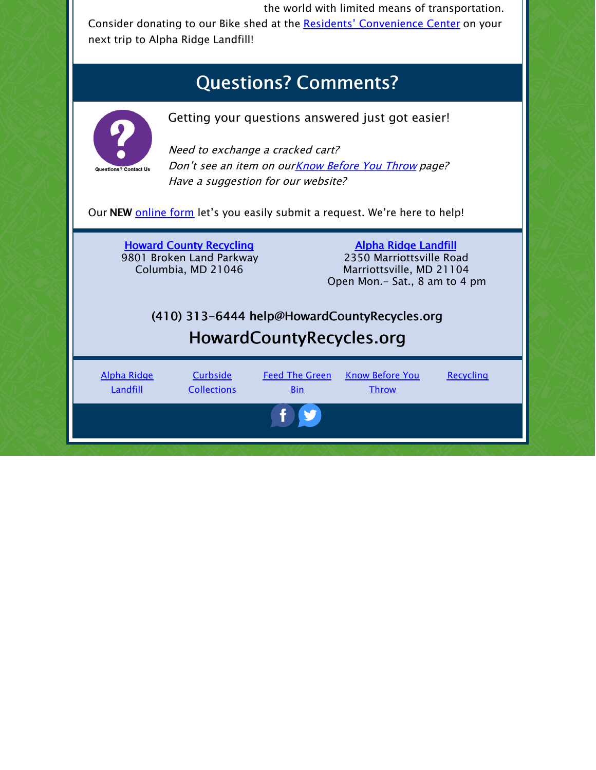the world with limited means of transportation. Consider donating to our Bike shed at the Residents' Convenience Center on your next trip to Alpha Ridge Landfill!

## Questions? Comments?

Questions? Contact Us

Getting your questions answered just got easier!

*Need to exchange a cracked cart?*
*Don't see an item on our Know Before You Throw page?*
*Have a suggestion for our website?*

Our **NEW** online form let's you easily submit a request. We're here to help!

**Howard County Recycling**
9801 Broken Land Parkway
Columbia, MD 21046

**Alpha Ridge Landfill**
2350 Marriottsville Road
Marriottsville, MD 21104
Open Mon.- Sat., 8 am to 4 pm

(410) 313-6444 help@HowardCountyRecycles.org

HowardCountyRecycles.org

Alpha Ridge Landfill | Curbside Collections | Feed The Green Bin | Know Before You Throw | Recycling